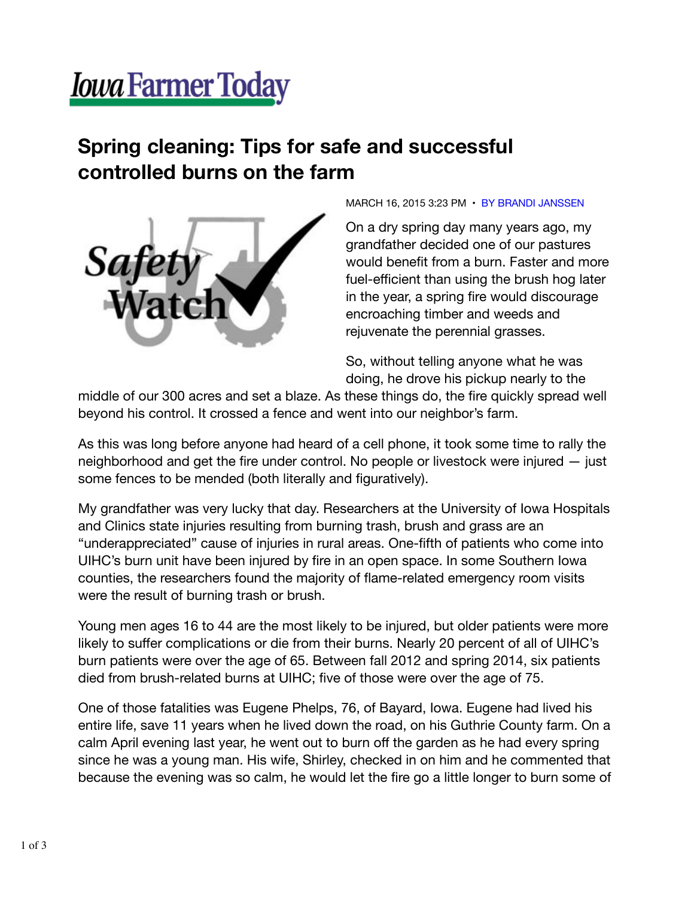Iowa Farmer Today

# Spring cleaning: Tips for safe and successful controlled burns on the farm

MARCH 16, 2015 3:23 PM • BY BRANDI JANSSEN

On a dry spring day many years ago, my grandfather decided one of our pastures would benefit from a burn. Faster and more fuel-efficient than using the brush hog later in the year, a spring fire would discourage encroaching timber and weeds and rejuvenate the perennial grasses.

So, without telling anyone what he was doing, he drove his pickup nearly to the middle of our 300 acres and set a blaze. As these things do, the fire quickly spread well beyond his control. It crossed a fence and went into our neighbor's farm.

As this was long before anyone had heard of a cell phone, it took some time to rally the neighborhood and get the fire under control. No people or livestock were injured — just some fences to be mended (both literally and figuratively).

My grandfather was very lucky that day. Researchers at the University of Iowa Hospitals and Clinics state injuries resulting from burning trash, brush and grass are an "underappreciated" cause of injuries in rural areas. One-fifth of patients who come into UIHC's burn unit have been injured by fire in an open space. In some Southern Iowa counties, the researchers found the majority of flame-related emergency room visits were the result of burning trash or brush.

Young men ages 16 to 44 are the most likely to be injured, but older patients were more likely to suffer complications or die from their burns. Nearly 20 percent of all of UIHC's burn patients were over the age of 65. Between fall 2012 and spring 2014, six patients died from brush-related burns at UIHC; five of those were over the age of 75.

One of those fatalities was Eugene Phelps, 76, of Bayard, Iowa. Eugene had lived his entire life, save 11 years when he lived down the road, on his Guthrie County farm. On a calm April evening last year, he went out to burn off the garden as he had every spring since he was a young man. His wife, Shirley, checked in on him and he commented that because the evening was so calm, he would let the fire go a little longer to burn some of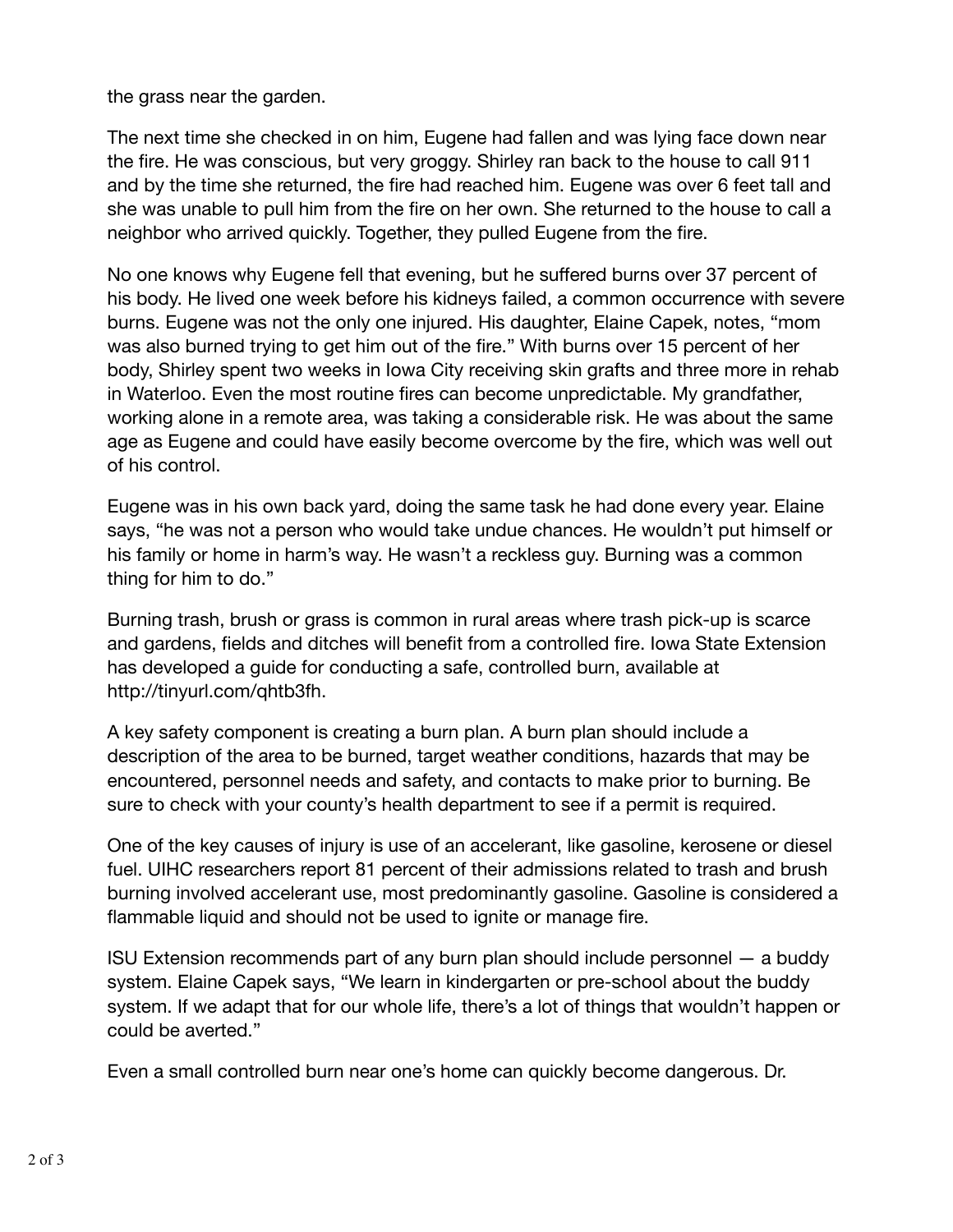the grass near the garden.

The next time she checked in on him, Eugene had fallen and was lying face down near the fire. He was conscious, but very groggy. Shirley ran back to the house to call 911 and by the time she returned, the fire had reached him. Eugene was over 6 feet tall and she was unable to pull him from the fire on her own. She returned to the house to call a neighbor who arrived quickly. Together, they pulled Eugene from the fire.

No one knows why Eugene fell that evening, but he suffered burns over 37 percent of his body. He lived one week before his kidneys failed, a common occurrence with severe burns. Eugene was not the only one injured. His daughter, Elaine Capek, notes, "mom was also burned trying to get him out of the fire." With burns over 15 percent of her body, Shirley spent two weeks in Iowa City receiving skin grafts and three more in rehab in Waterloo. Even the most routine fires can become unpredictable. My grandfather, working alone in a remote area, was taking a considerable risk. He was about the same age as Eugene and could have easily become overcome by the fire, which was well out of his control.

Eugene was in his own back yard, doing the same task he had done every year. Elaine says, "he was not a person who would take undue chances. He wouldn't put himself or his family or home in harm's way. He wasn't a reckless guy. Burning was a common thing for him to do."

Burning trash, brush or grass is common in rural areas where trash pick-up is scarce and gardens, fields and ditches will benefit from a controlled fire. Iowa State Extension has developed a guide for conducting a safe, controlled burn, available at http://tinyurl.com/qhtb3fh.

A key safety component is creating a burn plan. A burn plan should include a description of the area to be burned, target weather conditions, hazards that may be encountered, personnel needs and safety, and contacts to make prior to burning. Be sure to check with your county's health department to see if a permit is required.

One of the key causes of injury is use of an accelerant, like gasoline, kerosene or diesel fuel. UIHC researchers report 81 percent of their admissions related to trash and brush burning involved accelerant use, most predominantly gasoline. Gasoline is considered a flammable liquid and should not be used to ignite or manage fire.

ISU Extension recommends part of any burn plan should include personnel — a buddy system. Elaine Capek says, "We learn in kindergarten or pre-school about the buddy system. If we adapt that for our whole life, there's a lot of things that wouldn't happen or could be averted."

Even a small controlled burn near one's home can quickly become dangerous. Dr.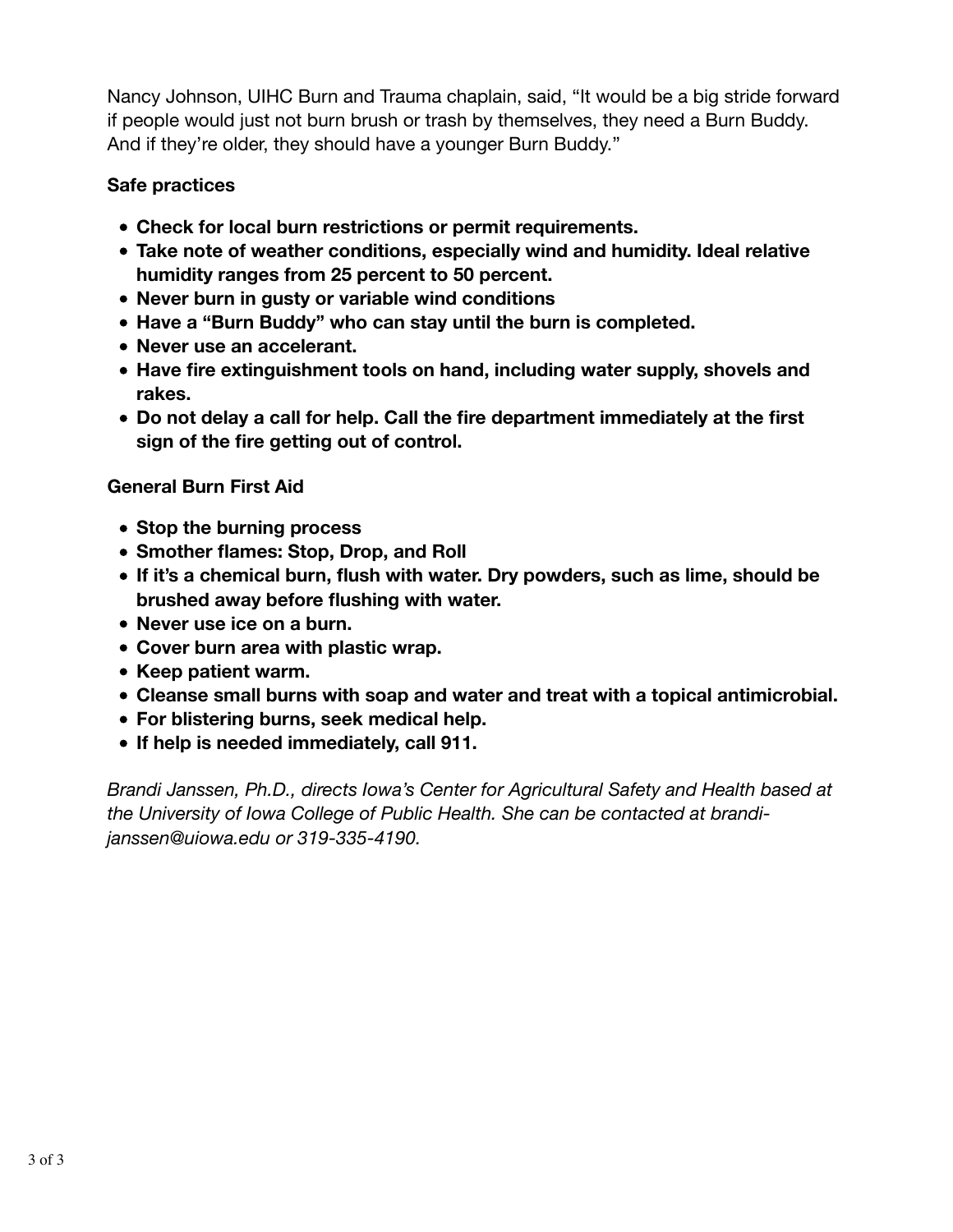Nancy Johnson, UIHC Burn and Trauma chaplain, said, "It would be a big stride forward if people would just not burn brush or trash by themselves, they need a Burn Buddy. And if they're older, they should have a younger Burn Buddy."

**Safe practices**

- **Check for local burn restrictions or permit requirements.**
- **Take note of weather conditions, especially wind and humidity. Ideal relative humidity ranges from 25 percent to 50 percent.**
- **Never burn in gusty or variable wind conditions**
- **Have a "Burn Buddy" who can stay until the burn is completed.**
- **Never use an accelerant.**
- **Have fire extinguishment tools on hand, including water supply, shovels and rakes.**
- **Do not delay a call for help. Call the fire department immediately at the first sign of the fire getting out of control.**

**General Burn First Aid**

- **Stop the burning process**
- **Smother flames: Stop, Drop, and Roll**
- **If it's a chemical burn, flush with water. Dry powders, such as lime, should be brushed away before flushing with water.**
- **Never use ice on a burn.**
- **Cover burn area with plastic wrap.**
- **Keep patient warm.**
- **Cleanse small burns with soap and water and treat with a topical antimicrobial.**
- **For blistering burns, seek medical help.**
- **If help is needed immediately, call 911.**

*Brandi Janssen, Ph.D., directs Iowa's Center for Agricultural Safety and Health based at the University of Iowa College of Public Health. She can be contacted at brandi-janssen@uiowa.edu or 319-335-4190.*